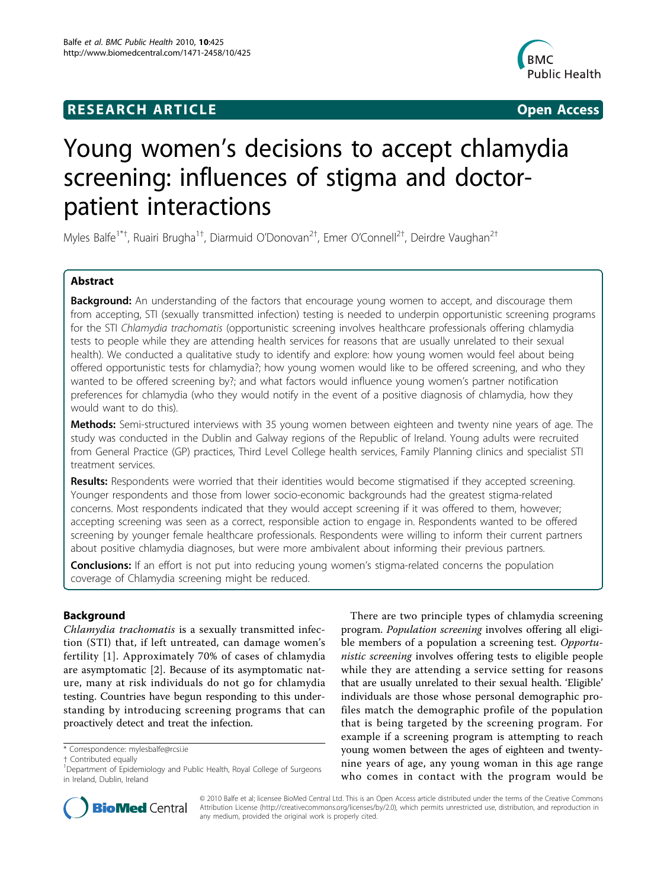RESEARCH ARTICLE Open Access

# Young women's decisions to accept chlamydia screening: influences of stigma and doctor-patient interactions

Myles Balfe[1*†], Ruairi Brugha[1†], Diarmuid O'Donovan[2†], Emer O'Connell[2†], Deirdre Vaughan[2†]

## Abstract

**Background:** An understanding of the factors that encourage young women to accept, and discourage them from accepting, STI (sexually transmitted infection) testing is needed to underpin opportunistic screening programs for the STI *Chlamydia trachomatis* (opportunistic screening involves healthcare professionals offering chlamydia tests to people while they are attending health services for reasons that are usually unrelated to their sexual health). We conducted a qualitative study to identify and explore: how young women would feel about being offered opportunistic tests for chlamydia?; how young women would like to be offered screening, and who they wanted to be offered screening by?; and what factors would influence young women's partner notification preferences for chlamydia (who they would notify in the event of a positive diagnosis of chlamydia, how they would want to do this).

**Methods:** Semi-structured interviews with 35 young women between eighteen and twenty nine years of age. The study was conducted in the Dublin and Galway regions of the Republic of Ireland. Young adults were recruited from General Practice (GP) practices, Third Level College health services, Family Planning clinics and specialist STI treatment services.

**Results:** Respondents were worried that their identities would become stigmatised if they accepted screening. Younger respondents and those from lower socio-economic backgrounds had the greatest stigma-related concerns. Most respondents indicated that they would accept screening if it was offered to them, however; accepting screening was seen as a correct, responsible action to engage in. Respondents wanted to be offered screening by younger female healthcare professionals. Respondents were willing to inform their current partners about positive chlamydia diagnoses, but were more ambivalent about informing their previous partners.

**Conclusions:** If an effort is not put into reducing young women's stigma-related concerns the population coverage of Chlamydia screening might be reduced.

## Background

*Chlamydia trachomatis* is a sexually transmitted infection (STI) that, if left untreated, can damage women's fertility [1]. Approximately 70% of cases of chlamydia are asymptomatic [2]. Because of its asymptomatic nature, many at risk individuals do not go for chlamydia testing. Countries have begun responding to this understanding by introducing screening programs that can proactively detect and treat the infection.

There are two principle types of chlamydia screening program. *Population screening* involves offering all eligible members of a population a screening test. *Opportunistic screening* involves offering tests to eligible people while they are attending a service setting for reasons that are usually unrelated to their sexual health. 'Eligible' individuals are those whose personal demographic profiles match the demographic profile of the population that is being targeted by the screening program. For example if a screening program is attempting to reach young women between the ages of eighteen and twenty-nine years of age, any young woman in this age range who comes in contact with the program would be

\* Correspondence: mylesbalfe@rcsi.ie
† Contributed equally
[1]Department of Epidemiology and Public Health, Royal College of Surgeons in Ireland, Dublin, Ireland

© 2010 Balfe et al; licensee BioMed Central Ltd. This is an Open Access article distributed under the terms of the Creative Commons Attribution License (http://creativecommons.org/licenses/by/2.0), which permits unrestricted use, distribution, and reproduction in any medium, provided the original work is properly cited.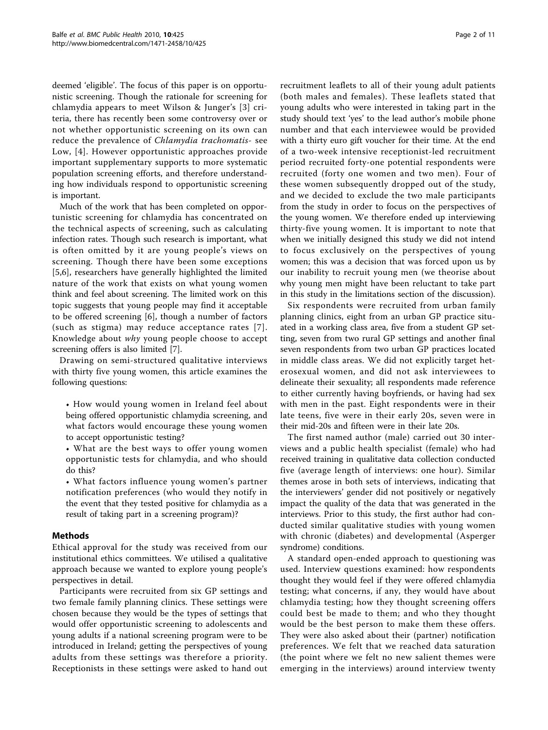deemed 'eligible'. The focus of this paper is on opportunistic screening. Though the rationale for screening for chlamydia appears to meet Wilson & Junger's [3] criteria, there has recently been some controversy over or not whether opportunistic screening on its own can reduce the prevalence of *Chlamydia trachomatis*- see Low, [4]. However opportunistic approaches provide important supplementary supports to more systematic population screening efforts, and therefore understanding how individuals respond to opportunistic screening is important.

Much of the work that has been completed on opportunistic screening for chlamydia has concentrated on the technical aspects of screening, such as calculating infection rates. Though such research is important, what is often omitted by it are young people's views on screening. Though there have been some exceptions [5,6], researchers have generally highlighted the limited nature of the work that exists on what young women think and feel about screening. The limited work on this topic suggests that young people may find it acceptable to be offered screening [6], though a number of factors (such as stigma) may reduce acceptance rates [7]. Knowledge about *why* young people choose to accept screening offers is also limited [7].

Drawing on semi-structured qualitative interviews with thirty five young women, this article examines the following questions:

- How would young women in Ireland feel about being offered opportunistic chlamydia screening, and what factors would encourage these young women to accept opportunistic testing?
- What are the best ways to offer young women opportunistic tests for chlamydia, and who should do this?
- What factors influence young women's partner notification preferences (who would they notify in the event that they tested positive for chlamydia as a result of taking part in a screening program)?

## Methods

Ethical approval for the study was received from our institutional ethics committees. We utilised a qualitative approach because we wanted to explore young people's perspectives in detail.

Participants were recruited from six GP settings and two female family planning clinics. These settings were chosen because they would be the types of settings that would offer opportunistic screening to adolescents and young adults if a national screening program were to be introduced in Ireland; getting the perspectives of young adults from these settings was therefore a priority. Receptionists in these settings were asked to hand out recruitment leaflets to all of their young adult patients (both males and females). These leaflets stated that young adults who were interested in taking part in the study should text 'yes' to the lead author's mobile phone number and that each interviewee would be provided with a thirty euro gift voucher for their time. At the end of a two-week intensive receptionist-led recruitment period recruited forty-one potential respondents were recruited (forty one women and two men). Four of these women subsequently dropped out of the study, and we decided to exclude the two male participants from the study in order to focus on the perspectives of the young women. We therefore ended up interviewing thirty-five young women. It is important to note that when we initially designed this study we did not intend to focus exclusively on the perspectives of young women; this was a decision that was forced upon us by our inability to recruit young men (we theorise about why young men might have been reluctant to take part in this study in the limitations section of the discussion).

Six respondents were recruited from urban family planning clinics, eight from an urban GP practice situated in a working class area, five from a student GP setting, seven from two rural GP settings and another final seven respondents from two urban GP practices located in middle class areas. We did not explicitly target heterosexual women, and did not ask interviewees to delineate their sexuality; all respondents made reference to either currently having boyfriends, or having had sex with men in the past. Eight respondents were in their late teens, five were in their early 20s, seven were in their mid-20s and fifteen were in their late 20s.

The first named author (male) carried out 30 interviews and a public health specialist (female) who had received training in qualitative data collection conducted five (average length of interviews: one hour). Similar themes arose in both sets of interviews, indicating that the interviewers' gender did not positively or negatively impact the quality of the data that was generated in the interviews. Prior to this study, the first author had conducted similar qualitative studies with young women with chronic (diabetes) and developmental (Asperger syndrome) conditions.

A standard open-ended approach to questioning was used. Interview questions examined: how respondents thought they would feel if they were offered chlamydia testing; what concerns, if any, they would have about chlamydia testing; how they thought screening offers could best be made to them; and who they thought would be the best person to make them these offers. They were also asked about their (partner) notification preferences. We felt that we reached data saturation (the point where we felt no new salient themes were emerging in the interviews) around interview twenty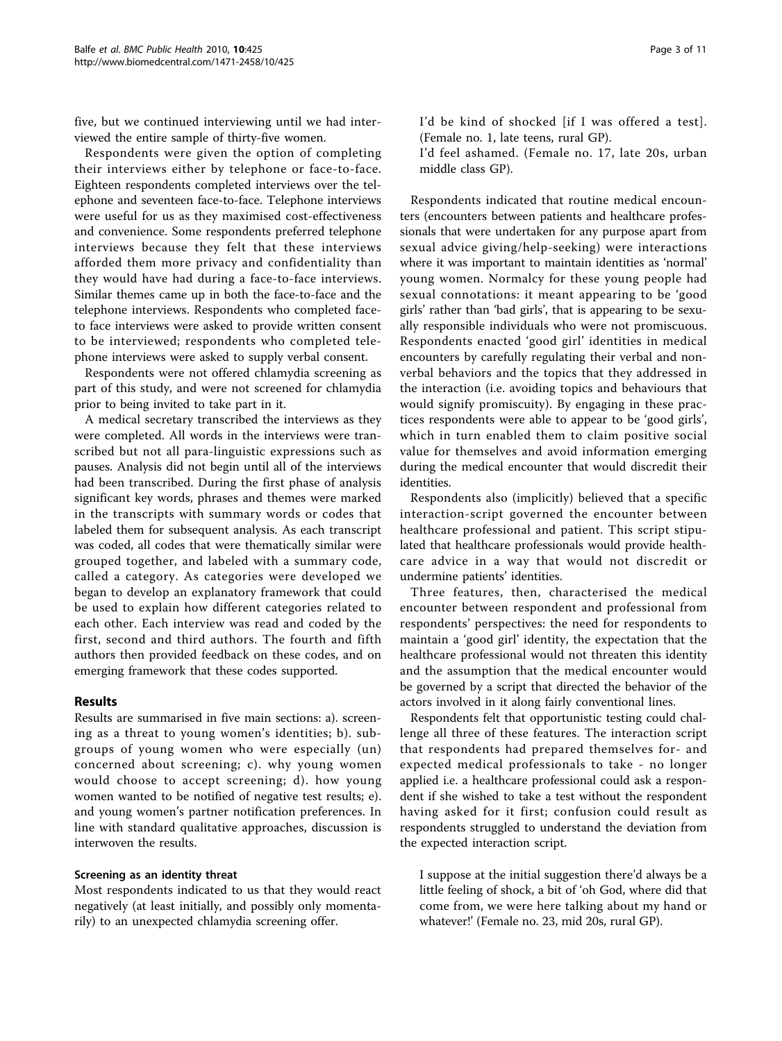five, but we continued interviewing until we had interviewed the entire sample of thirty-five women.

Respondents were given the option of completing their interviews either by telephone or face-to-face. Eighteen respondents completed interviews over the telephone and seventeen face-to-face. Telephone interviews were useful for us as they maximised cost-effectiveness and convenience. Some respondents preferred telephone interviews because they felt that these interviews afforded them more privacy and confidentiality than they would have had during a face-to-face interviews. Similar themes came up in both the face-to-face and the telephone interviews. Respondents who completed face-to face interviews were asked to provide written consent to be interviewed; respondents who completed telephone interviews were asked to supply verbal consent.

Respondents were not offered chlamydia screening as part of this study, and were not screened for chlamydia prior to being invited to take part in it.

A medical secretary transcribed the interviews as they were completed. All words in the interviews were transcribed but not all para-linguistic expressions such as pauses. Analysis did not begin until all of the interviews had been transcribed. During the first phase of analysis significant key words, phrases and themes were marked in the transcripts with summary words or codes that labeled them for subsequent analysis. As each transcript was coded, all codes that were thematically similar were grouped together, and labeled with a summary code, called a category. As categories were developed we began to develop an explanatory framework that could be used to explain how different categories related to each other. Each interview was read and coded by the first, second and third authors. The fourth and fifth authors then provided feedback on these codes, and on emerging framework that these codes supported.

## Results

Results are summarised in five main sections: a). screening as a threat to young women's identities; b). subgroups of young women who were especially (un) concerned about screening; c). why young women would choose to accept screening; d). how young women wanted to be notified of negative test results; e). and young women's partner notification preferences. In line with standard qualitative approaches, discussion is interwoven the results.

### Screening as an identity threat

Most respondents indicated to us that they would react negatively (at least initially, and possibly only momentarily) to an unexpected chlamydia screening offer.

> I'd be kind of shocked [if I was offered a test]. (Female no. 1, late teens, rural GP).
>
> I'd feel ashamed. (Female no. 17, late 20s, urban middle class GP).

Respondents indicated that routine medical encounters (encounters between patients and healthcare professionals that were undertaken for any purpose apart from sexual advice giving/help-seeking) were interactions where it was important to maintain identities as 'normal' young women. Normalcy for these young people had sexual connotations: it meant appearing to be 'good girls' rather than 'bad girls', that is appearing to be sexually responsible individuals who were not promiscuous. Respondents enacted 'good girl' identities in medical encounters by carefully regulating their verbal and nonverbal behaviors and the topics that they addressed in the interaction (i.e. avoiding topics and behaviours that would signify promiscuity). By engaging in these practices respondents were able to appear to be 'good girls', which in turn enabled them to claim positive social value for themselves and avoid information emerging during the medical encounter that would discredit their identities.

Respondents also (implicitly) believed that a specific interaction-script governed the encounter between healthcare professional and patient. This script stipulated that healthcare professionals would provide healthcare advice in a way that would not discredit or undermine patients' identities.

Three features, then, characterised the medical encounter between respondent and professional from respondents' perspectives: the need for respondents to maintain a 'good girl' identity, the expectation that the healthcare professional would not threaten this identity and the assumption that the medical encounter would be governed by a script that directed the behavior of the actors involved in it along fairly conventional lines.

Respondents felt that opportunistic testing could challenge all three of these features. The interaction script that respondents had prepared themselves for- and expected medical professionals to take - no longer applied i.e. a healthcare professional could ask a respondent if she wished to take a test without the respondent having asked for it first; confusion could result as respondents struggled to understand the deviation from the expected interaction script.

> I suppose at the initial suggestion there'd always be a little feeling of shock, a bit of 'oh God, where did that come from, we were here talking about my hand or whatever!' (Female no. 23, mid 20s, rural GP).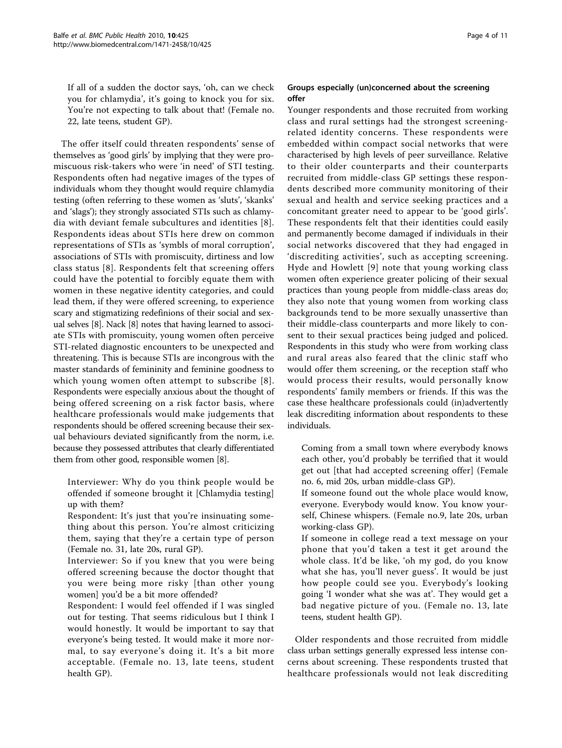> If all of a sudden the doctor says, 'oh, can we check you for chlamydia', it's going to knock you for six. You're not expecting to talk about that! (Female no. 22, late teens, student GP).

The offer itself could threaten respondents' sense of themselves as 'good girls' by implying that they were promiscuous risk-takers who were 'in need' of STI testing. Respondents often had negative images of the types of individuals whom they thought would require chlamydia testing (often referring to these women as 'sluts', 'skanks' and 'slags'); they strongly associated STIs such as chlamydia with deviant female subcultures and identities [8]. Respondents ideas about STIs here drew on common representations of STIs as 'symbls of moral corruption', associations of STIs with promiscuity, dirtiness and low class status [8]. Respondents felt that screening offers could have the potential to forcibly equate them with women in these negative identity categories, and could lead them, if they were offered screening, to experience scary and stigmatizing redefinions of their social and sexual selves [8]. Nack [8] notes that having learned to associate STIs with promiscuity, young women often perceive STI-related diagnostic encounters to be unexpected and threatening. This is because STIs are incongrous with the master standards of femininity and feminine goodness to which young women often attempt to subscribe [8]. Respondents were especially anxious about the thought of being offered screening on a risk factor basis, where healthcare professionals would make judgements that respondents should be offered screening because their sexual behaviours deviated significantly from the norm, i.e. because they possessed attributes that clearly differentiated them from other good, responsible women [8].

> Interviewer: Why do you think people would be offended if someone brought it [Chlamydia testing] up with them?
>
> Respondent: It's just that you're insinuating something about this person. You're almost criticizing them, saying that they're a certain type of person (Female no. 31, late 20s, rural GP).
>
> Interviewer: So if you knew that you were being offered screening because the doctor thought that you were being more risky [than other young women] you'd be a bit more offended?
>
> Respondent: I would feel offended if I was singled out for testing. That seems ridiculous but I think I would honestly. It would be important to say that everyone's being tested. It would make it more normal, to say everyone's doing it. It's a bit more acceptable. (Female no. 13, late teens, student health GP).

#### Groups especially (un)concerned about the screening offer

Younger respondents and those recruited from working class and rural settings had the strongest screening-related identity concerns. These respondents were embedded within compact social networks that were characterised by high levels of peer surveillance. Relative to their older counterparts and their counterparts recruited from middle-class GP settings these respondents described more community monitoring of their sexual and health and service seeking practices and a concomitant greater need to appear to be 'good girls'. These respondents felt that their identities could easily and permanently become damaged if individuals in their social networks discovered that they had engaged in 'discrediting activities', such as accepting screening. Hyde and Howlett [9] note that young working class women often experience greater policing of their sexual practices than young people from middle-class areas do; they also note that young women from working class backgrounds tend to be more sexually unassertive than their middle-class counterparts and more likely to consent to their sexual practices being judged and policed. Respondents in this study who were from working class and rural areas also feared that the clinic staff who would offer them screening, or the reception staff who would process their results, would personally know respondents' family members or friends. If this was the case these healthcare professionals could (in)advertently leak discrediting information about respondents to these individuals.

> Coming from a small town where everybody knows each other, you'd probably be terrified that it would get out [that had accepted screening offer] (Female no. 6, mid 20s, urban middle-class GP).
>
> If someone found out the whole place would know, everyone. Everybody would know. You know yourself, Chinese whispers. (Female no.9, late 20s, urban working-class GP).
>
> If someone in college read a text message on your phone that you'd taken a test it get around the whole class. It'd be like, 'oh my god, do you know what she has, you'll never guess'. It would be just how people could see you. Everybody's looking going 'I wonder what she was at'. They would get a bad negative picture of you. (Female no. 13, late teens, student health GP).

Older respondents and those recruited from middle class urban settings generally expressed less intense concerns about screening. These respondents trusted that healthcare professionals would not leak discrediting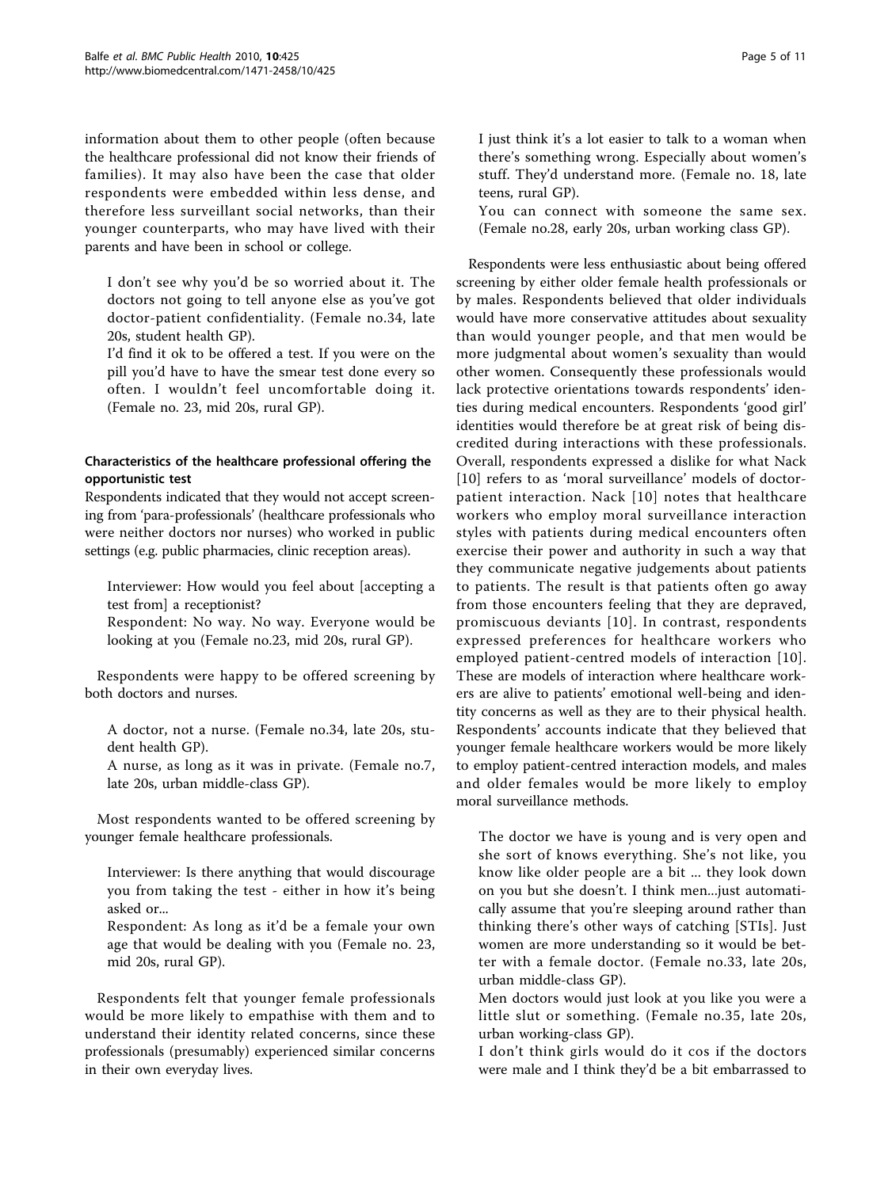information about them to other people (often because the healthcare professional did not know their friends of families). It may also have been the case that older respondents were embedded within less dense, and therefore less surveillant social networks, than their younger counterparts, who may have lived with their parents and have been in school or college.

> I don't see why you'd be so worried about it. The doctors not going to tell anyone else as you've got doctor-patient confidentiality. (Female no.34, late 20s, student health GP).
>
> I'd find it ok to be offered a test. If you were on the pill you'd have to have the smear test done every so often. I wouldn't feel uncomfortable doing it. (Female no. 23, mid 20s, rural GP).

### Characteristics of the healthcare professional offering the opportunistic test

Respondents indicated that they would not accept screening from 'para-professionals' (healthcare professionals who were neither doctors nor nurses) who worked in public settings (e.g. public pharmacies, clinic reception areas).

> Interviewer: How would you feel about [accepting a test from] a receptionist?
>
> Respondent: No way. No way. Everyone would be looking at you (Female no.23, mid 20s, rural GP).

Respondents were happy to be offered screening by both doctors and nurses.

> A doctor, not a nurse. (Female no.34, late 20s, student health GP).
>
> A nurse, as long as it was in private. (Female no.7, late 20s, urban middle-class GP).

Most respondents wanted to be offered screening by younger female healthcare professionals.

> Interviewer: Is there anything that would discourage you from taking the test - either in how it's being asked or...
>
> Respondent: As long as it'd be a female your own age that would be dealing with you (Female no. 23, mid 20s, rural GP).

Respondents felt that younger female professionals would be more likely to empathise with them and to understand their identity related concerns, since these professionals (presumably) experienced similar concerns in their own everyday lives.

> I just think it's a lot easier to talk to a woman when there's something wrong. Especially about women's stuff. They'd understand more. (Female no. 18, late teens, rural GP).
>
> You can connect with someone the same sex. (Female no.28, early 20s, urban working class GP).

Respondents were less enthusiastic about being offered screening by either older female health professionals or by males. Respondents believed that older individuals would have more conservative attitudes about sexuality than would younger people, and that men would be more judgmental about women's sexuality than would other women. Consequently these professionals would lack protective orientations towards respondents' identies during medical encounters. Respondents 'good girl' identities would therefore be at great risk of being discredited during interactions with these professionals. Overall, respondents expressed a dislike for what Nack [10] refers to as 'moral surveillance' models of doctor-patient interaction. Nack [10] notes that healthcare workers who employ moral surveillance interaction styles with patients during medical encounters often exercise their power and authority in such a way that they communicate negative judgements about patients to patients. The result is that patients often go away from those encounters feeling that they are depraved, promiscuous deviants [10]. In contrast, respondents expressed preferences for healthcare workers who employed patient-centred models of interaction [10]. These are models of interaction where healthcare workers are alive to patients' emotional well-being and identity concerns as well as they are to their physical health. Respondents' accounts indicate that they believed that younger female healthcare workers would be more likely to employ patient-centred interaction models, and males and older females would be more likely to employ moral surveillance methods.

> The doctor we have is young and is very open and she sort of knows everything. She's not like, you know like older people are a bit ... they look down on you but she doesn't. I think men...just automatically assume that you're sleeping around rather than thinking there's other ways of catching [STIs]. Just women are more understanding so it would be better with a female doctor. (Female no.33, late 20s, urban middle-class GP).
>
> Men doctors would just look at you like you were a little slut or something. (Female no.35, late 20s, urban working-class GP).
>
> I don't think girls would do it cos if the doctors were male and I think they'd be a bit embarrassed to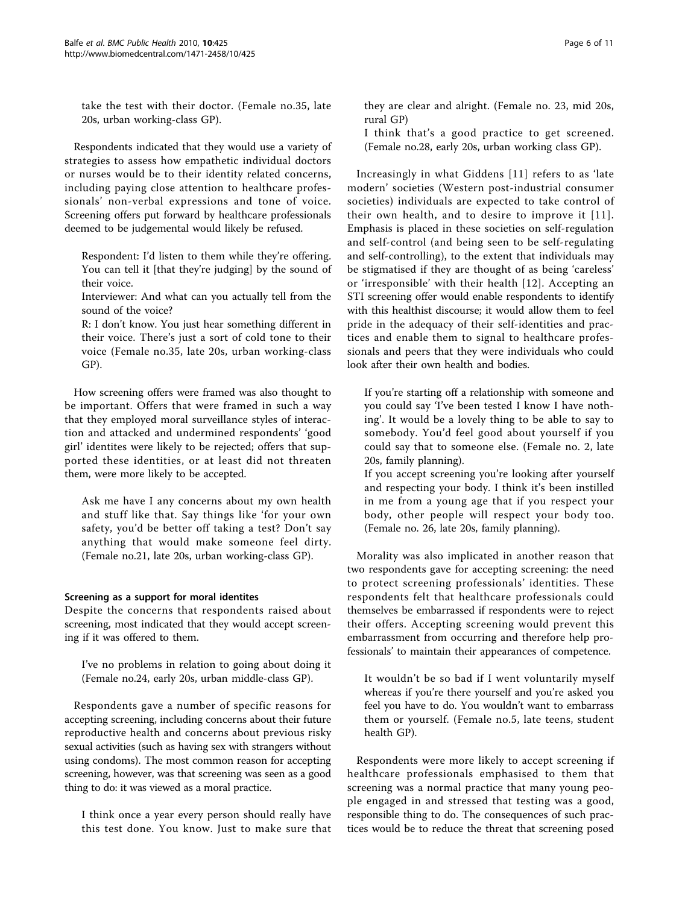take the test with their doctor. (Female no.35, late 20s, urban working-class GP).

Respondents indicated that they would use a variety of strategies to assess how empathetic individual doctors or nurses would be to their identity related concerns, including paying close attention to healthcare professionals' non-verbal expressions and tone of voice. Screening offers put forward by healthcare professionals deemed to be judgemental would likely be refused.

> Respondent: I'd listen to them while they're offering. You can tell it [that they're judging] by the sound of their voice.
> Interviewer: And what can you actually tell from the sound of the voice?
> R: I don't know. You just hear something different in their voice. There's just a sort of cold tone to their voice (Female no.35, late 20s, urban working-class GP).

How screening offers were framed was also thought to be important. Offers that were framed in such a way that they employed moral surveillance styles of interaction and attacked and undermined respondents' 'good girl' identites were likely to be rejected; offers that supported these identities, or at least did not threaten them, were more likely to be accepted.

> Ask me have I any concerns about my own health and stuff like that. Say things like 'for your own safety, you'd be better off taking a test? Don't say anything that would make someone feel dirty. (Female no.21, late 20s, urban working-class GP).

#### Screening as a support for moral identites

Despite the concerns that respondents raised about screening, most indicated that they would accept screening if it was offered to them.

> I've no problems in relation to going about doing it (Female no.24, early 20s, urban middle-class GP).

Respondents gave a number of specific reasons for accepting screening, including concerns about their future reproductive health and concerns about previous risky sexual activities (such as having sex with strangers without using condoms). The most common reason for accepting screening, however, was that screening was seen as a good thing to do: it was viewed as a moral practice.

> I think once a year every person should really have this test done. You know. Just to make sure that they are clear and alright. (Female no. 23, mid 20s, rural GP)
> I think that's a good practice to get screened. (Female no.28, early 20s, urban working class GP).

Increasingly in what Giddens [11] refers to as 'late modern' societies (Western post-industrial consumer societies) individuals are expected to take control of their own health, and to desire to improve it [11]. Emphasis is placed in these societies on self-regulation and self-control (and being seen to be self-regulating and self-controlling), to the extent that individuals may be stigmatised if they are thought of as being 'careless' or 'irresponsible' with their health [12]. Accepting an STI screening offer would enable respondents to identify with this healthist discourse; it would allow them to feel pride in the adequacy of their self-identities and practices and enable them to signal to healthcare professionals and peers that they were individuals who could look after their own health and bodies.

> If you're starting off a relationship with someone and you could say 'I've been tested I know I have nothing'. It would be a lovely thing to be able to say to somebody. You'd feel good about yourself if you could say that to someone else. (Female no. 2, late 20s, family planning).
> If you accept screening you're looking after yourself and respecting your body. I think it's been instilled in me from a young age that if you respect your body, other people will respect your body too. (Female no. 26, late 20s, family planning).

Morality was also implicated in another reason that two respondents gave for accepting screening: the need to protect screening professionals' identities. These respondents felt that healthcare professionals could themselves be embarrassed if respondents were to reject their offers. Accepting screening would prevent this embarrassment from occurring and therefore help professionals' to maintain their appearances of competence.

> It wouldn't be so bad if I went voluntarily myself whereas if you're there yourself and you're asked you feel you have to do. You wouldn't want to embarrass them or yourself. (Female no.5, late teens, student health GP).

Respondents were more likely to accept screening if healthcare professionals emphasised to them that screening was a normal practice that many young people engaged in and stressed that testing was a good, responsible thing to do. The consequences of such practices would be to reduce the threat that screening posed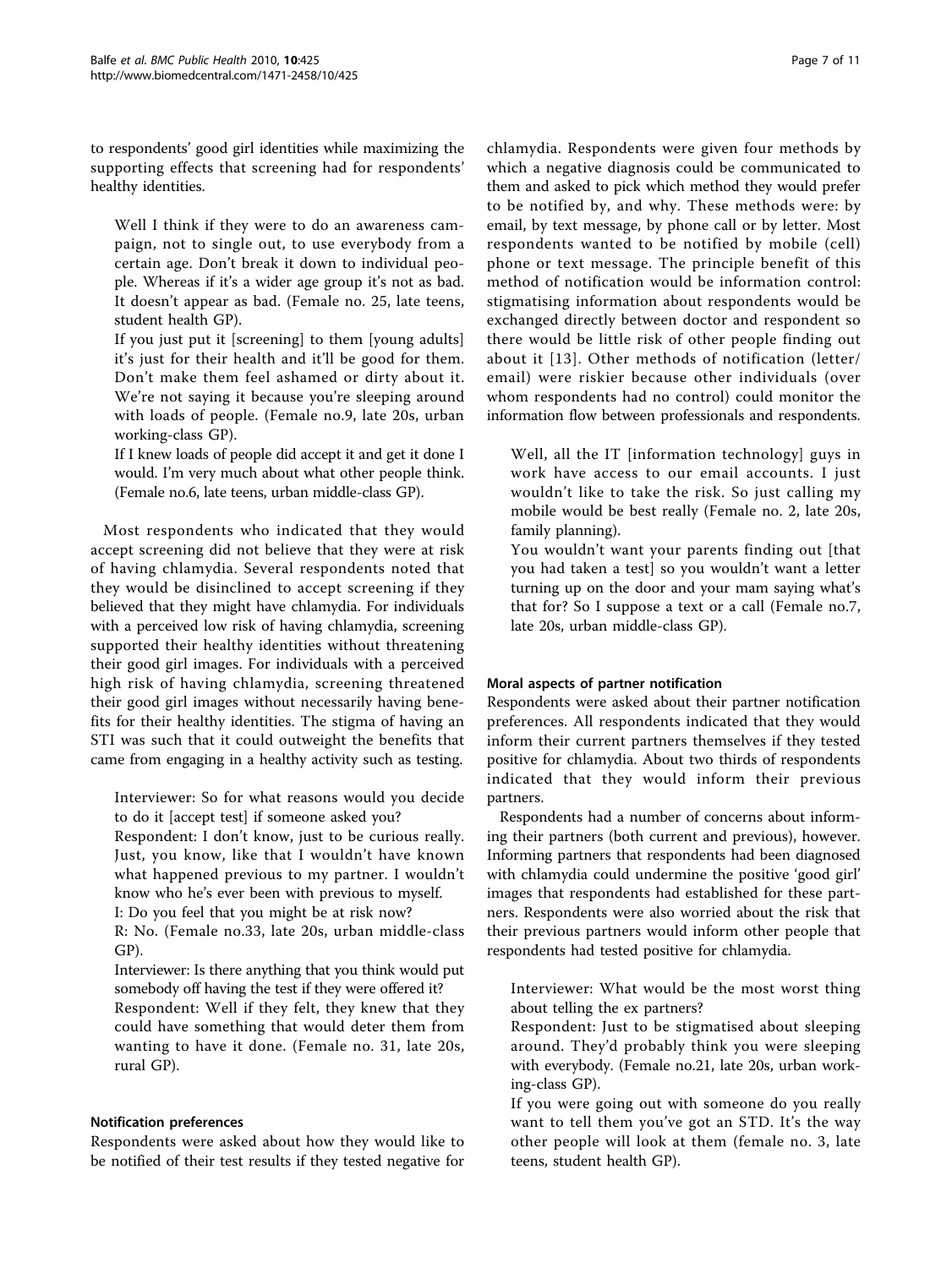to respondents' good girl identities while maximizing the supporting effects that screening had for respondents' healthy identities.

> Well I think if they were to do an awareness campaign, not to single out, to use everybody from a certain age. Don't break it down to individual people. Whereas if it's a wider age group it's not as bad. It doesn't appear as bad. (Female no. 25, late teens, student health GP).
>
> If you just put it [screening] to them [young adults] it's just for their health and it'll be good for them. Don't make them feel ashamed or dirty about it. We're not saying it because you're sleeping around with loads of people. (Female no.9, late 20s, urban working-class GP).
>
> If I knew loads of people did accept it and get it done I would. I'm very much about what other people think. (Female no.6, late teens, urban middle-class GP).

Most respondents who indicated that they would accept screening did not believe that they were at risk of having chlamydia. Several respondents noted that they would be disinclined to accept screening if they believed that they might have chlamydia. For individuals with a perceived low risk of having chlamydia, screening supported their healthy identities without threatening their good girl images. For individuals with a perceived high risk of having chlamydia, screening threatened their good girl images without necessarily having benefits for their healthy identities. The stigma of having an STI was such that it could outweigh the benefits that came from engaging in a healthy activity such as testing.

> Interviewer: So for what reasons would you decide to do it [accept test] if someone asked you?
>
> Respondent: I don't know, just to be curious really. Just, you know, like that I wouldn't have known what happened previous to my partner. I wouldn't know who he's ever been with previous to myself.
>
> I: Do you feel that you might be at risk now?
>
> R: No. (Female no.33, late 20s, urban middle-class GP).
>
> Interviewer: Is there anything that you think would put somebody off having the test if they were offered it?
>
> Respondent: Well if they felt, they knew that they could have something that would deter them from wanting to have it done. (Female no. 31, late 20s, rural GP).

#### Notification preferences

Respondents were asked about how they would like to be notified of their test results if they tested negative for chlamydia. Respondents were given four methods by which a negative diagnosis could be communicated to them and asked to pick which method they would prefer to be notified by, and why. These methods were: by email, by text message, by phone call or by letter. Most respondents wanted to be notified by mobile (cell) phone or text message. The principle benefit of this method of notification would be information control: stigmatising information about respondents would be exchanged directly between doctor and respondent so there would be little risk of other people finding out about it [13]. Other methods of notification (letter/email) were riskier because other individuals (over whom respondents had no control) could monitor the information flow between professionals and respondents.

> Well, all the IT [information technology] guys in work have access to our email accounts. I just wouldn't like to take the risk. So just calling my mobile would be best really (Female no. 2, late 20s, family planning).
>
> You wouldn't want your parents finding out [that you had taken a test] so you wouldn't want a letter turning up on the door and your mam saying what's that for? So I suppose a text or a call (Female no.7, late 20s, urban middle-class GP).

#### Moral aspects of partner notification

Respondents were asked about their partner notification preferences. All respondents indicated that they would inform their current partners themselves if they tested positive for chlamydia. About two thirds of respondents indicated that they would inform their previous partners.

Respondents had a number of concerns about informing their partners (both current and previous), however. Informing partners that respondents had been diagnosed with chlamydia could undermine the positive 'good girl' images that respondents had established for these partners. Respondents were also worried about the risk that their previous partners would inform other people that respondents had tested positive for chlamydia.

> Interviewer: What would be the most worst thing about telling the ex partners?
>
> Respondent: Just to be stigmatised about sleeping around. They'd probably think you were sleeping with everybody. (Female no.21, late 20s, urban working-class GP).
>
> If you were going out with someone do you really want to tell them you've got an STD. It's the way other people will look at them (female no. 3, late teens, student health GP).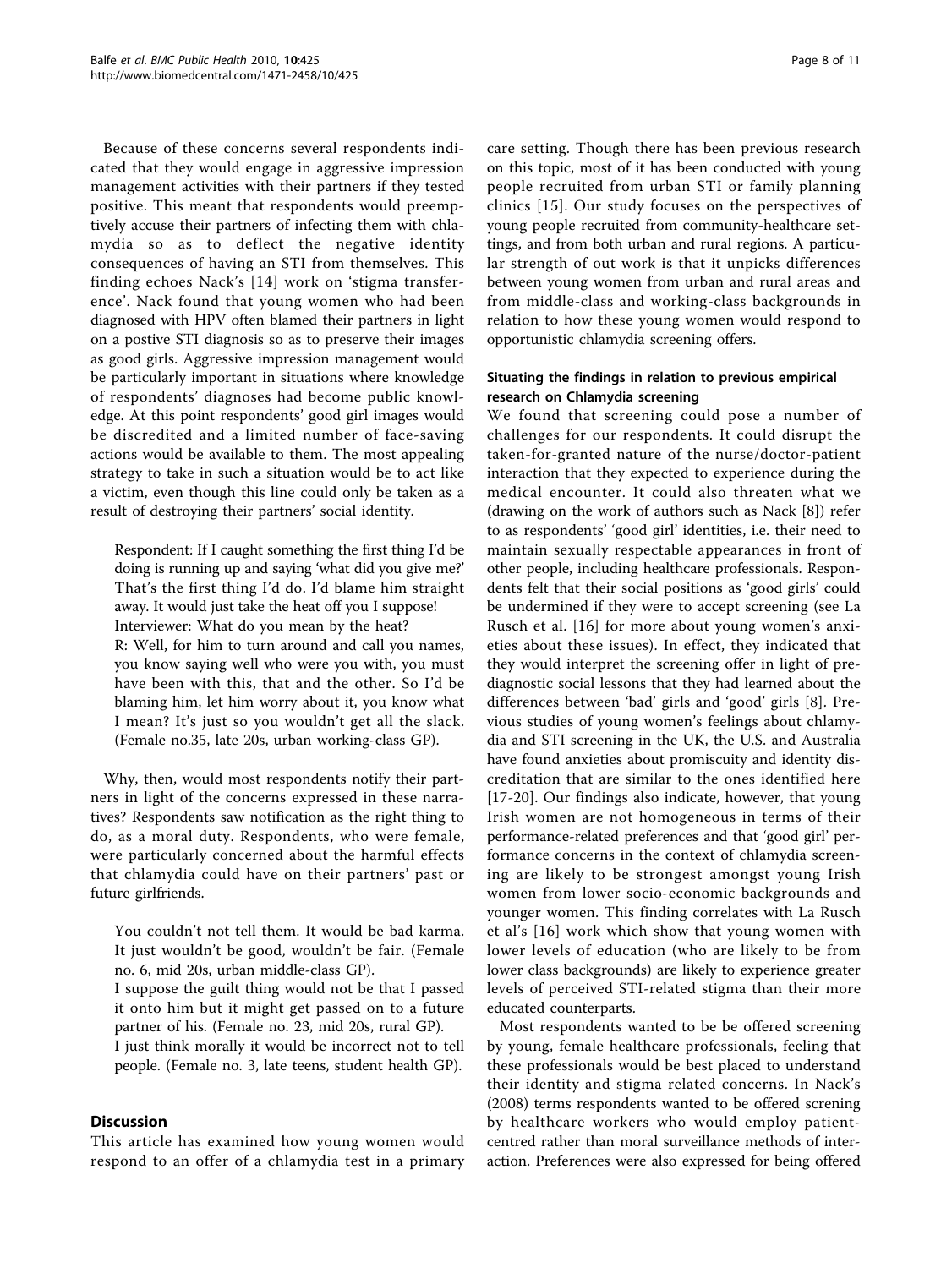Because of these concerns several respondents indicated that they would engage in aggressive impression management activities with their partners if they tested positive. This meant that respondents would preemptively accuse their partners of infecting them with chlamydia so as to deflect the negative identity consequences of having an STI from themselves. This finding echoes Nack's [14] work on 'stigma transference'. Nack found that young women who had been diagnosed with HPV often blamed their partners in light on a postive STI diagnosis so as to preserve their images as good girls. Aggressive impression management would be particularly important in situations where knowledge of respondents' diagnoses had become public knowledge. At this point respondents' good girl images would be discredited and a limited number of face-saving actions would be available to them. The most appealing strategy to take in such a situation would be to act like a victim, even though this line could only be taken as a result of destroying their partners' social identity.

> Respondent: If I caught something the first thing I'd be doing is running up and saying 'what did you give me?' That's the first thing I'd do. I'd blame him straight away. It would just take the heat off you I suppose!
> Interviewer: What do you mean by the heat?
> R: Well, for him to turn around and call you names, you know saying well who were you with, you must have been with this, that and the other. So I'd be blaming him, let him worry about it, you know what I mean? It's just so you wouldn't get all the slack. (Female no.35, late 20s, urban working-class GP).

Why, then, would most respondents notify their partners in light of the concerns expressed in these narratives? Respondents saw notification as the right thing to do, as a moral duty. Respondents, who were female, were particularly concerned about the harmful effects that chlamydia could have on their partners' past or future girlfriends.

> You couldn't not tell them. It would be bad karma. It just wouldn't be good, wouldn't be fair. (Female no. 6, mid 20s, urban middle-class GP).
> I suppose the guilt thing would not be that I passed it onto him but it might get passed on to a future partner of his. (Female no. 23, mid 20s, rural GP).
> I just think morally it would be incorrect not to tell people. (Female no. 3, late teens, student health GP).

## Discussion

This article has examined how young women would respond to an offer of a chlamydia test in a primary care setting. Though there has been previous research on this topic, most of it has been conducted with young people recruited from urban STI or family planning clinics [15]. Our study focuses on the perspectives of young people recruited from community-healthcare settings, and from both urban and rural regions. A particular strength of out work is that it unpicks differences between young women from urban and rural areas and from middle-class and working-class backgrounds in relation to how these young women would respond to opportunistic chlamydia screening offers.

### Situating the findings in relation to previous empirical research on Chlamydia screening

We found that screening could pose a number of challenges for our respondents. It could disrupt the taken-for-granted nature of the nurse/doctor-patient interaction that they expected to experience during the medical encounter. It could also threaten what we (drawing on the work of authors such as Nack [8]) refer to as respondents' 'good girl' identities, i.e. their need to maintain sexually respectable appearances in front of other people, including healthcare professionals. Respondents felt that their social positions as 'good girls' could be undermined if they were to accept screening (see La Rusch et al. [16] for more about young women's anxieties about these issues). In effect, they indicated that they would interpret the screening offer in light of prediagnostic social lessons that they had learned about the differences between 'bad' girls and 'good' girls [8]. Previous studies of young women's feelings about chlamydia and STI screening in the UK, the U.S. and Australia have found anxieties about promiscuity and identity discreditation that are similar to the ones identified here [17-20]. Our findings also indicate, however, that young Irish women are not homogeneous in terms of their performance-related preferences and that 'good girl' performance concerns in the context of chlamydia screening are likely to be strongest amongst young Irish women from lower socio-economic backgrounds and younger women. This finding correlates with La Rusch et al's [16] work which show that young women with lower levels of education (who are likely to be from lower class backgrounds) are likely to experience greater levels of perceived STI-related stigma than their more educated counterparts.

Most respondents wanted to be be offered screening by young, female healthcare professionals, feeling that these professionals would be best placed to understand their identity and stigma related concerns. In Nack's (2008) terms respondents wanted to be offered screning by healthcare workers who would employ patient-centred rather than moral surveillance methods of interaction. Preferences were also expressed for being offered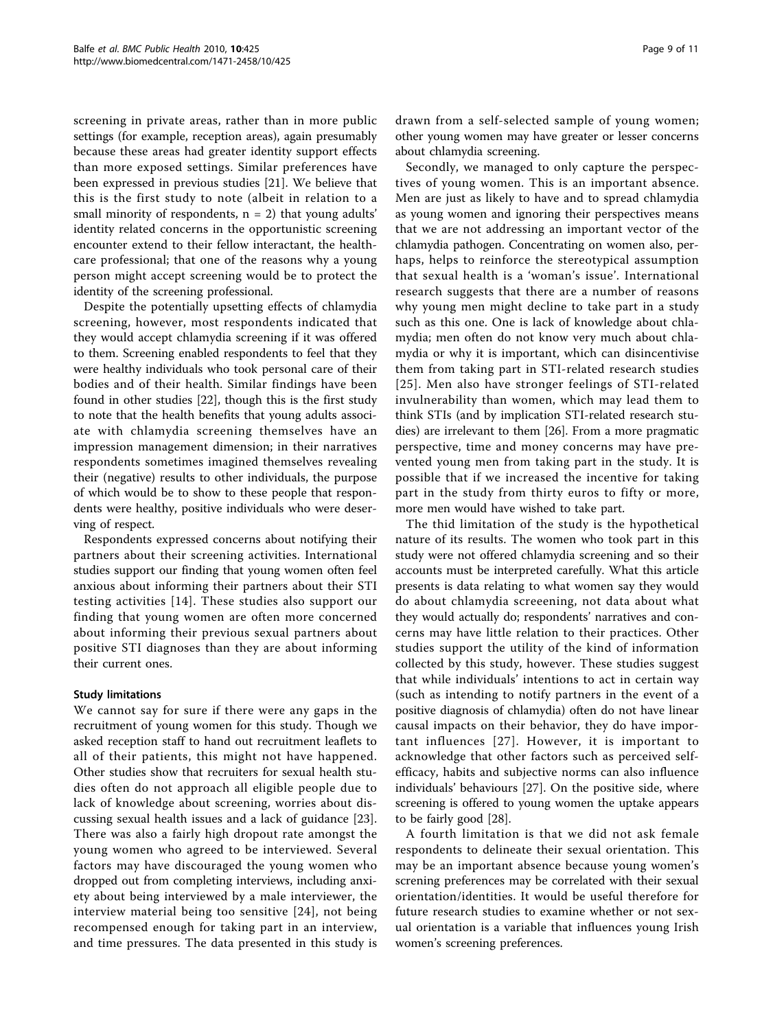screening in private areas, rather than in more public settings (for example, reception areas), again presumably because these areas had greater identity support effects than more exposed settings. Similar preferences have been expressed in previous studies [21]. We believe that this is the first study to note (albeit in relation to a small minority of respondents, n = 2) that young adults' identity related concerns in the opportunistic screening encounter extend to their fellow interactant, the healthcare professional; that one of the reasons why a young person might accept screening would be to protect the identity of the screening professional.

Despite the potentially upsetting effects of chlamydia screening, however, most respondents indicated that they would accept chlamydia screening if it was offered to them. Screening enabled respondents to feel that they were healthy individuals who took personal care of their bodies and of their health. Similar findings have been found in other studies [22], though this is the first study to note that the health benefits that young adults associate with chlamydia screening themselves have an impression management dimension; in their narratives respondents sometimes imagined themselves revealing their (negative) results to other individuals, the purpose of which would be to show to these people that respondents were healthy, positive individuals who were deserving of respect.

Respondents expressed concerns about notifying their partners about their screening activities. International studies support our finding that young women often feel anxious about informing their partners about their STI testing activities [14]. These studies also support our finding that young women are often more concerned about informing their previous sexual partners about positive STI diagnoses than they are about informing their current ones.

### Study limitations

We cannot say for sure if there were any gaps in the recruitment of young women for this study. Though we asked reception staff to hand out recruitment leaflets to all of their patients, this might not have happened. Other studies show that recruiters for sexual health studies often do not approach all eligible people due to lack of knowledge about screening, worries about discussing sexual health issues and a lack of guidance [23]. There was also a fairly high dropout rate amongst the young women who agreed to be interviewed. Several factors may have discouraged the young women who dropped out from completing interviews, including anxiety about being interviewed by a male interviewer, the interview material being too sensitive [24], not being recompensed enough for taking part in an interview, and time pressures. The data presented in this study is drawn from a self-selected sample of young women; other young women may have greater or lesser concerns about chlamydia screening.

Secondly, we managed to only capture the perspectives of young women. This is an important absence. Men are just as likely to have and to spread chlamydia as young women and ignoring their perspectives means that we are not addressing an important vector of the chlamydia pathogen. Concentrating on women also, perhaps, helps to reinforce the stereotypical assumption that sexual health is a 'woman's issue'. International research suggests that there are a number of reasons why young men might decline to take part in a study such as this one. One is lack of knowledge about chlamydia; men often do not know very much about chlamydia or why it is important, which can disincentivise them from taking part in STI-related research studies [25]. Men also have stronger feelings of STI-related invulnerability than women, which may lead them to think STIs (and by implication STI-related research studies) are irrelevant to them [26]. From a more pragmatic perspective, time and money concerns may have prevented young men from taking part in the study. It is possible that if we increased the incentive for taking part in the study from thirty euros to fifty or more, more men would have wished to take part.

The thid limitation of the study is the hypothetical nature of its results. The women who took part in this study were not offered chlamydia screening and so their accounts must be interpreted carefully. What this article presents is data relating to what women say they would do about chlamydia screeening, not data about what they would actually do; respondents' narratives and concerns may have little relation to their practices. Other studies support the utility of the kind of information collected by this study, however. These studies suggest that while individuals' intentions to act in certain way (such as intending to notify partners in the event of a positive diagnosis of chlamydia) often do not have linear causal impacts on their behavior, they do have important influences [27]. However, it is important to acknowledge that other factors such as perceived self-efficacy, habits and subjective norms can also influence individuals' behaviours [27]. On the positive side, where screening is offered to young women the uptake appears to be fairly good [28].

A fourth limitation is that we did not ask female respondents to delineate their sexual orientation. This may be an important absence because young women's screning preferences may be correlated with their sexual orientation/identities. It would be useful therefore for future research studies to examine whether or not sexual orientation is a variable that influences young Irish women's screening preferences.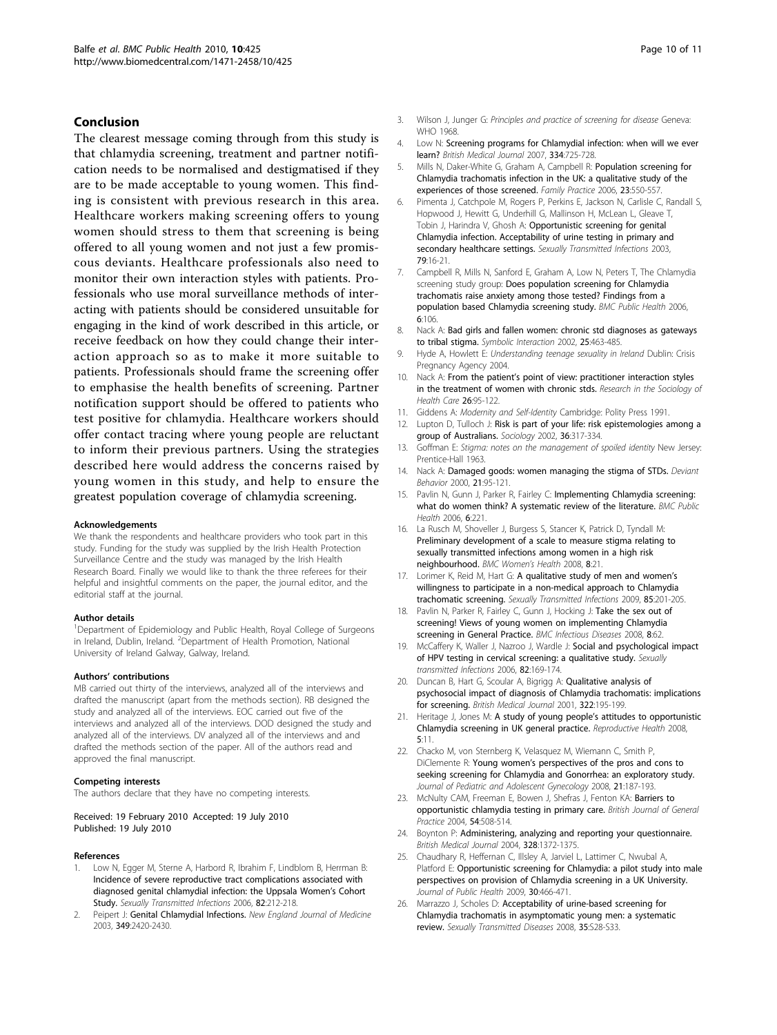## Conclusion

The clearest message coming through from this study is that chlamydia screening, treatment and partner notification needs to be normalised and destigmatised if they are to be made acceptable to young women. This finding is consistent with previous research in this area. Healthcare workers making screening offers to young women should stress to them that screening is being offered to all young women and not just a few promiscuous deviants. Healthcare professionals also need to monitor their own interaction styles with patients. Professionals who use moral surveillance methods of interacting with patients should be considered unsuitable for engaging in the kind of work described in this article, or receive feedback on how they could change their interaction approach so as to make it more suitable to patients. Professionals should frame the screening offer to emphasise the health benefits of screening. Partner notification support should be offered to patients who test positive for chlamydia. Healthcare workers should offer contact tracing where young people are reluctant to inform their previous partners. Using the strategies described here would address the concerns raised by young women in this study, and help to ensure the greatest population coverage of chlamydia screening.

#### Acknowledgements

We thank the respondents and healthcare providers who took part in this study. Funding for the study was supplied by the Irish Health Protection Surveillance Centre and the study was managed by the Irish Health Research Board. Finally we would like to thank the three referees for their helpful and insightful comments on the paper, the journal editor, and the editorial staff at the journal.

#### Author details

[1]Department of Epidemiology and Public Health, Royal College of Surgeons in Ireland, Dublin, Ireland. [2]Department of Health Promotion, National University of Ireland Galway, Galway, Ireland.

#### Authors' contributions

MB carried out thirty of the interviews, analyzed all of the interviews and drafted the manuscript (apart from the methods section). RB designed the study and analyzed all of the interviews. EOC carried out five of the interviews and analyzed all of the interviews. DOD designed the study and analyzed all of the interviews. DV analyzed all of the interviews and and drafted the methods section of the paper. All of the authors read and approved the final manuscript.

#### Competing interests

The authors declare that they have no competing interests.

Received: 19 February 2010 Accepted: 19 July 2010
Published: 19 July 2010

#### References

1. Low N, Egger M, Sterne A, Harbord R, Ibrahim F, Lindblom B, Herrman B: **Incidence of severe reproductive tract complications associated with diagnosed genital chlamydial infection: the Uppsala Women's Cohort Study.** *Sexually Transmitted Infections* 2006, **82**:212-218.
2. Peipert J: **Genital Chlamydial Infections.** *New England Journal of Medicine* 2003, **349**:2420-2430.
3. Wilson J, Junger G: *Principles and practice of screening for disease* Geneva: WHO 1968.
4. Low N: **Screening programs for Chlamydial infection: when will we ever learn?** *British Medical Journal* 2007, **334**:725-728.
5. Mills N, Daker-White G, Graham A, Campbell R: **Population screening for Chlamydia trachomatis infection in the UK: a qualitative study of the experiences of those screened.** *Family Practice* 2006, **23**:550-557.
6. Pimenta J, Catchpole M, Rogers P, Perkins E, Jackson N, Carlisle C, Randall S, Hopwood J, Hewitt G, Underhill G, Mallinson H, McLean L, Gleave T, Tobin J, Harindra V, Ghosh A: **Opportunistic screening for genital Chlamydia infection. Acceptability of urine testing in primary and secondary healthcare settings.** *Sexually Transmitted Infections* 2003, **79**:16-21.
7. Campbell R, Mills N, Sanford E, Graham A, Low N, Peters T, The Chlamydia screening study group: **Does population screening for Chlamydia trachomatis raise anxiety among those tested? Findings from a population based Chlamydia screening study.** *BMC Public Health* 2006, **6**:106.
8. Nack A: **Bad girls and fallen women: chronic std diagnoses as gateways to tribal stigma.** *Symbolic Interaction* 2002, **25**:463-485.
9. Hyde A, Howlett E: *Understanding teenage sexuality in Ireland* Dublin: Crisis Pregnancy Agency 2004.
10. Nack A: **From the patient's point of view: practitioner interaction styles in the treatment of women with chronic stds.** *Research in the Sociology of Health Care* **26**:95-122.
11. Giddens A: *Modernity and Self-Identity* Cambridge: Polity Press 1991.
12. Lupton D, Tulloch J: **Risk is part of your life: risk epistemologies among a group of Australians.** *Sociology* 2002, **36**:317-334.
13. Goffman E: *Stigma: notes on the management of spoiled identity* New Jersey: Prentice-Hall 1963.
14. Nack A: **Damaged goods: women managing the stigma of STDs.** *Deviant Behavior* 2000, **21**:95-121.
15. Pavlin N, Gunn J, Parker R, Fairley C: **Implementing Chlamydia screening: what do women think? A systematic review of the literature.** *BMC Public Health* 2006, **6**:221.
16. La Rusch M, Shoveller J, Burgess S, Stancer K, Patrick D, Tyndall M: **Preliminary development of a scale to measure stigma relating to sexually transmitted infections among women in a high risk neighbourhood.** *BMC Women's Health* 2008, **8**:21.
17. Lorimer K, Reid M, Hart G: **A qualitative study of men and women's willingness to participate in a non-medical approach to Chlamydia trachomatic screening.** *Sexually Transmitted Infections* 2009, **85**:201-205.
18. Pavlin N, Parker R, Fairley C, Gunn J, Hocking J: **Take the sex out of screening! Views of young women on implementing Chlamydia screening in General Practice.** *BMC Infectious Diseases* 2008, **8**:62.
19. McCaffery K, Waller J, Nazroo J, Wardle J: **Social and psychological impact of HPV testing in cervical screening: a qualitative study.** *Sexually transmitted Infections* 2006, **82**:169-174.
20. Duncan B, Hart G, Scoular A, Bigrigg A: **Qualitative analysis of psychosocial impact of diagnosis of Chlamydia trachomatis: implications for screening.** *British Medical Journal* 2001, **322**:195-199.
21. Heritage J, Jones M: **A study of young people's attitudes to opportunistic Chlamydia screening in UK general practice.** *Reproductive Health* 2008, **5**:11.
22. Chacko M, von Sternberg K, Velasquez M, Wiemann C, Smith P, DiClemente R: **Young women's perspectives of the pros and cons to seeking screening for Chlamydia and Gonorrhea: an exploratory study.** *Journal of Pediatric and Adolescent Gynecology* 2008, **21**:187-193.
23. McNulty CAM, Freeman E, Bowen J, Shefras J, Fenton KA: **Barriers to opportunistic chlamydia testing in primary care.** *British Journal of General Practice* 2004, **54**:508-514.
24. Boynton P: **Administering, analyzing and reporting your questionnaire.** *British Medical Journal* 2004, **328**:1372-1375.
25. Chaudhary R, Heffernan C, Illsley A, Jarviel L, Lattimer C, Nwubal A, Platford E: **Opportunistic screening for Chlamydia: a pilot study into male perspectives on provision of Chlamydia screening in a UK University.** *Journal of Public Health* 2009, **30**:466-471.
26. Marrazzo J, Scholes D: **Acceptability of urine-based screening for Chlamydia trachomatis in asymptomatic young men: a systematic review.** *Sexually Transmitted Diseases* 2008, **35**:S28-S33.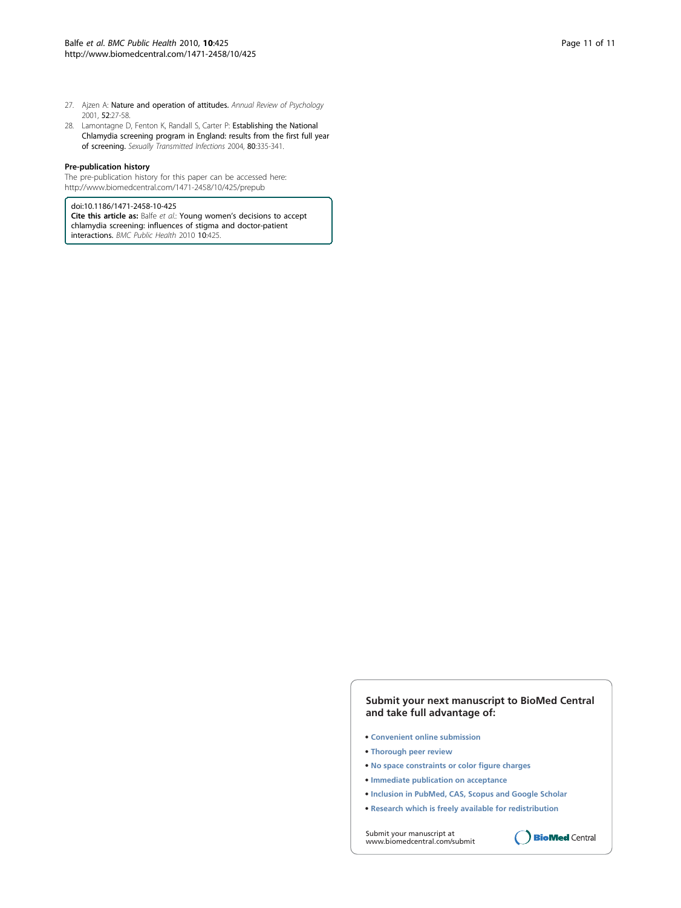27. Ajzen A: **Nature and operation of attitudes.** *Annual Review of Psychology* 2001, **52**:27-58.
28. Lamontagne D, Fenton K, Randall S, Carter P: **Establishing the National Chlamydia screening program in England: results from the first full year of screening.** *Sexually Transmitted Infections* 2004, **80**:335-341.

**Pre-publication history**

The pre-publication history for this paper can be accessed here: http://www.biomedcentral.com/1471-2458/10/425/prepub

doi:10.1186/1471-2458-10-425
**Cite this article as:** Balfe *et al.*: Young women's decisions to accept chlamydia screening: influences of stigma and doctor-patient interactions. *BMC Public Health* 2010 **10**:425.

**Submit your next manuscript to BioMed Central and take full advantage of:**

- **Convenient online submission**
- **Thorough peer review**
- **No space constraints or color figure charges**
- **Immediate publication on acceptance**
- **Inclusion in PubMed, CAS, Scopus and Google Scholar**
- **Research which is freely available for redistribution**

Submit your manuscript at www.biomedcentral.com/submit

BioMed Central